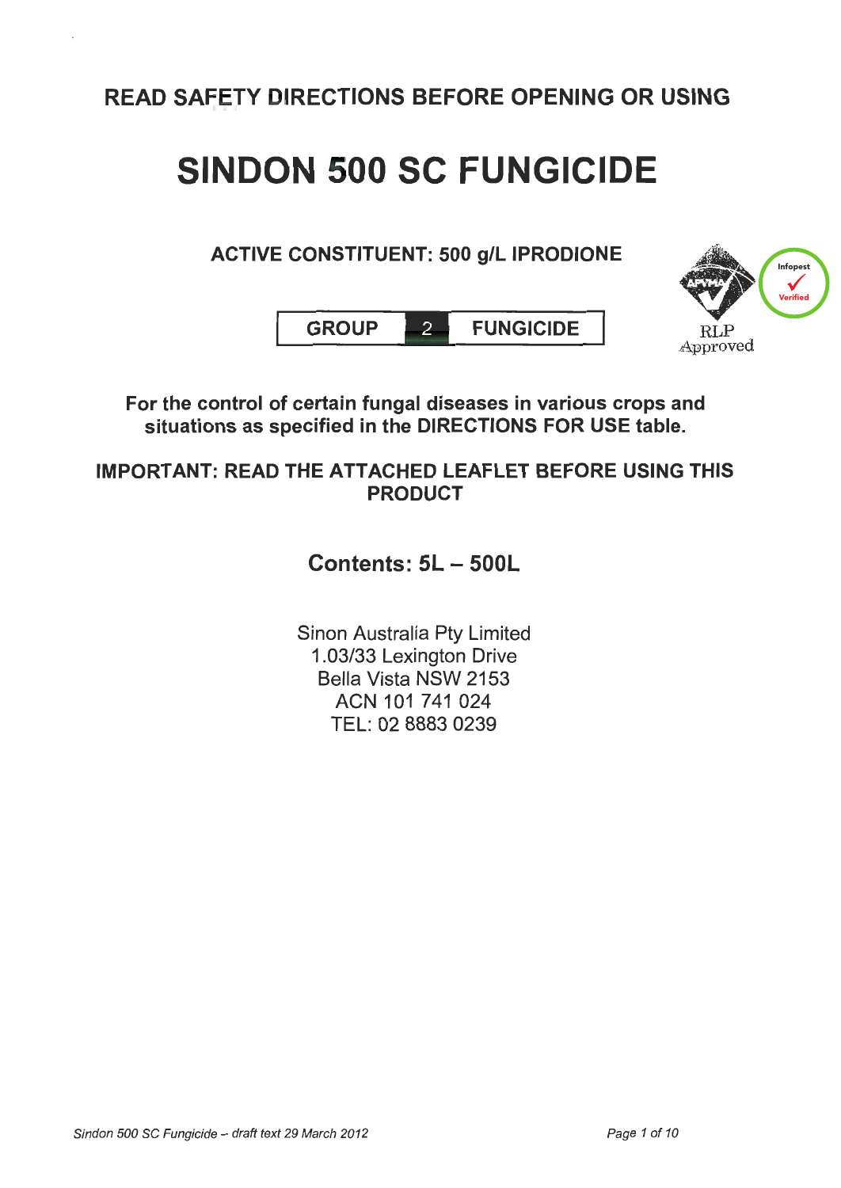**READ SAFETY DIRECTIONS BEFORE OPENING OR USING**

# SINDON 500 SC FUNGICIDE

**ACTIVE CONSTITUENT: 500 g/L IPRODIONE**

| GROUP | 2 | FUNGICIDE |
|---|---|---|

RLP Approved

Infopest Verified

**For the control of certain fungal diseases in various crops and situations as specified in the DIRECTIONS FOR USE table.**

**IMPORTANT: READ THE ATTACHED LEAFLET BEFORE USING THIS PRODUCT**

**Contents: 5L – 500L**

Sinon Australia Pty Limited
1.03/33 Lexington Drive
Bella Vista NSW 2153
ACN 101 741 024
TEL: 02 8883 0239

*Sindon 500 SC Fungicide – draft text 29 March 2012*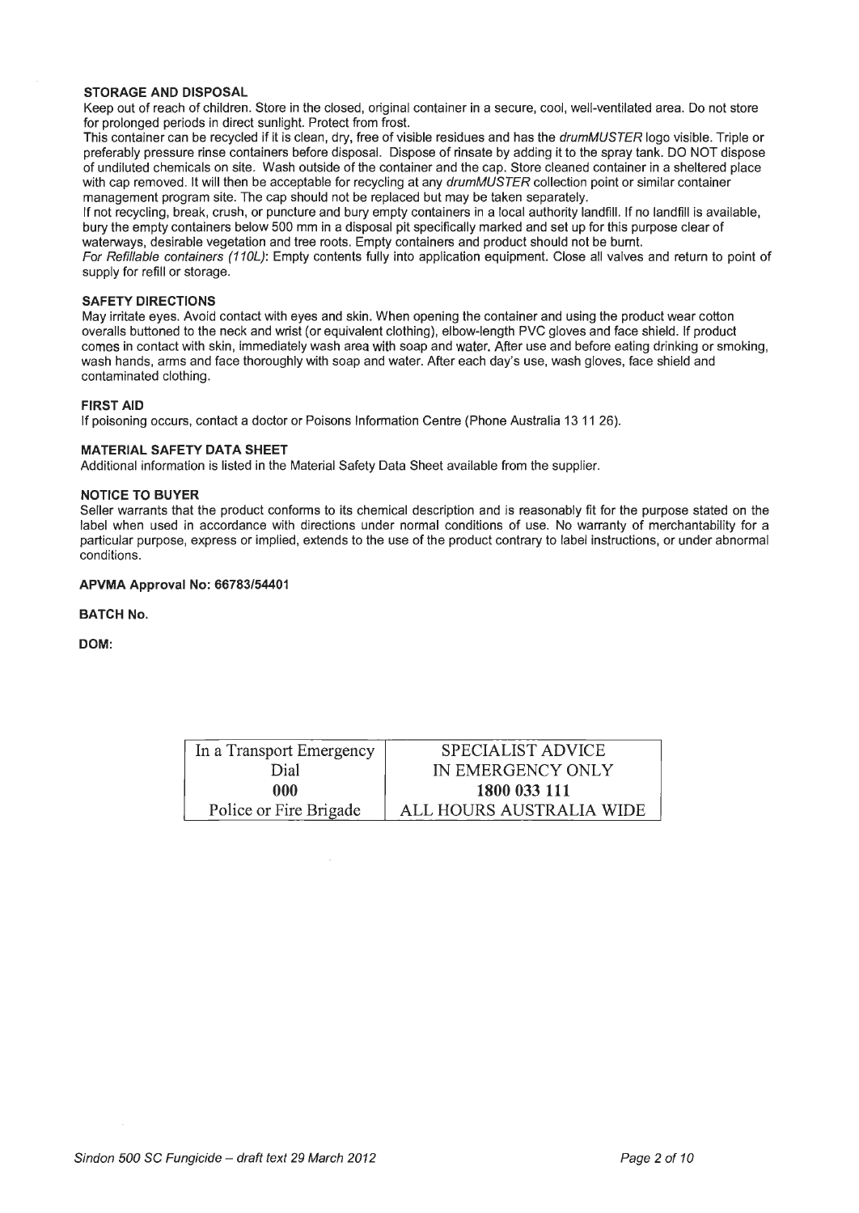## STORAGE AND DISPOSAL

Keep out of reach of children. Store in the closed, original container in a secure, cool, well-ventilated area. Do not store for prolonged periods in direct sunlight. Protect from frost.

This container can be recycled if it is clean, dry, free of visible residues and has the *drumMUSTER* logo visible. Triple or preferably pressure rinse containers before disposal. Dispose of rinsate by adding it to the spray tank. DO NOT dispose of undiluted chemicals on site. Wash outside of the container and the cap. Store cleaned container in a sheltered place with cap removed. It will then be acceptable for recycling at any *drumMUSTER* collection point or similar container management program site. The cap should not be replaced but may be taken separately.

If not recycling, break, crush, or puncture and bury empty containers in a local authority landfill. If no landfill is available, bury the empty containers below 500 mm in a disposal pit specifically marked and set up for this purpose clear of waterways, desirable vegetation and tree roots. Empty containers and product should not be burnt.

*For Refillable containers (110L)*: Empty contents fully into application equipment. Close all valves and return to point of supply for refill or storage.

## SAFETY DIRECTIONS

May irritate eyes. Avoid contact with eyes and skin. When opening the container and using the product wear cotton overalls buttoned to the neck and wrist (or equivalent clothing), elbow-length PVC gloves and face shield. If product comes in contact with skin, immediately wash area with soap and water. After use and before eating drinking or smoking, wash hands, arms and face thoroughly with soap and water. After each day's use, wash gloves, face shield and contaminated clothing.

## FIRST AID

If poisoning occurs, contact a doctor or Poisons Information Centre (Phone Australia 13 11 26).

## MATERIAL SAFETY DATA SHEET

Additional information is listed in the Material Safety Data Sheet available from the supplier.

## NOTICE TO BUYER

Seller warrants that the product conforms to its chemical description and is reasonably fit for the purpose stated on the label when used in accordance with directions under normal conditions of use. No warranty of merchantability for a particular purpose, express or implied, extends to the use of the product contrary to label instructions, or under abnormal conditions.

**APVMA Approval No: 66783/54401**

**BATCH No.**

**DOM:**

| In a Transport Emergency<br>Dial<br>**000**<br>Police or Fire Brigade | SPECIALIST ADVICE<br>IN EMERGENCY ONLY<br>**1800 033 111**<br>ALL HOURS AUSTRALIA WIDE |
|---|---|

*Sindon 500 SC Fungicide – draft text 29 March 2012*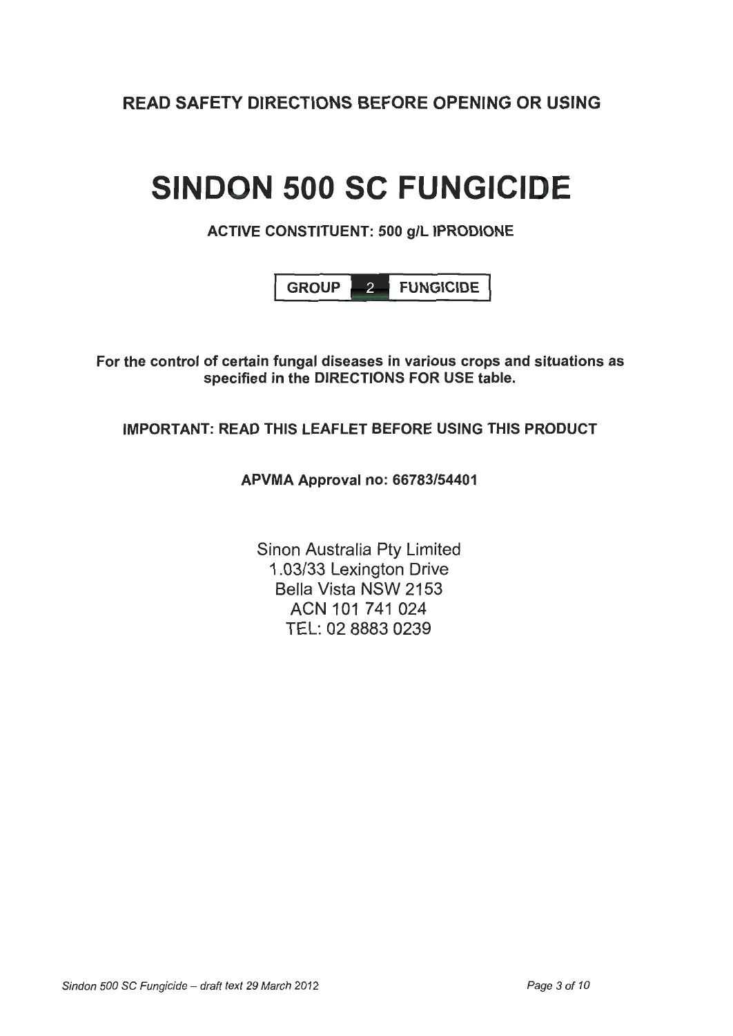**READ SAFETY DIRECTIONS BEFORE OPENING OR USING**

# SINDON 500 SC FUNGICIDE

**ACTIVE CONSTITUENT: 500 g/L IPRODIONE**

| GROUP | 2 | FUNGICIDE |
|---|---|---|

**For the control of certain fungal diseases in various crops and situations as specified in the DIRECTIONS FOR USE table.**

**IMPORTANT: READ THIS LEAFLET BEFORE USING THIS PRODUCT**

**APVMA Approval no: 66783/54401**

Sinon Australia Pty Limited
1.03/33 Lexington Drive
Bella Vista NSW 2153
ACN 101 741 024
TEL: 02 8883 0239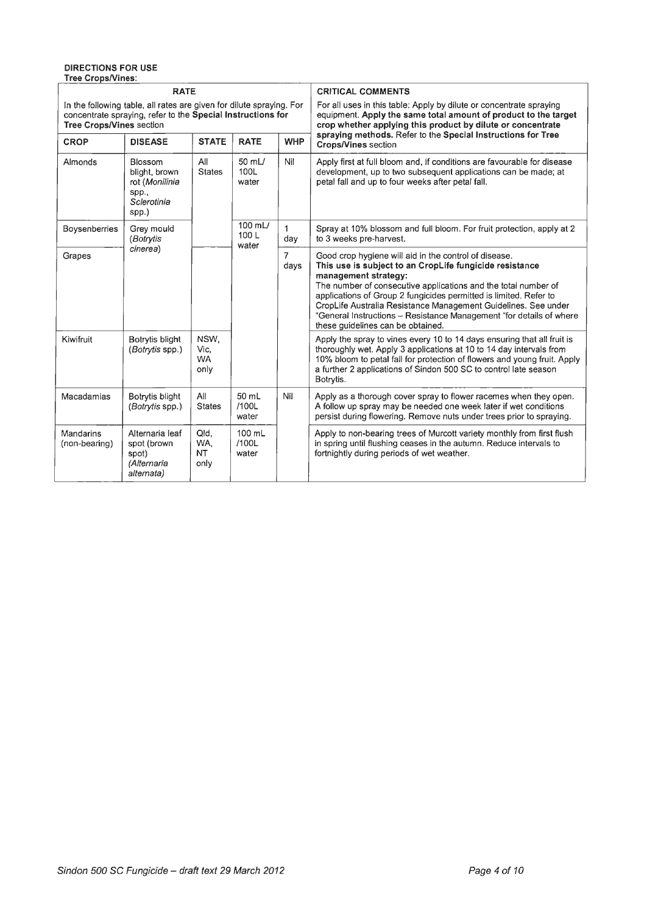**DIRECTIONS FOR USE**
**Tree Crops/Vines:**

| RATE | | | | | CRITICAL COMMENTS |
|---|---|---|---|---|---|
| In the following table, all rates are given for dilute spraying. For concentrate spraying, refer to the **Special Instructions for Tree Crops/Vines** section | | | | | For all uses in this table: Apply by dilute or concentrate spraying equipment. **Apply the same total amount of product to the target crop whether applying this product by dilute or concentrate spraying methods.** Refer to the **Special Instructions for Tree Crops/Vines** section |
| **CROP** | **DISEASE** | **STATE** | **RATE** | **WHP** | |
| Almonds | Blossom blight, brown rot (*Monilinia* spp., *Sclerotinia* spp.) | All States | 50 mL/ 100L water | Nil | Apply first at full bloom and, if conditions are favourable for disease development, up to two subsequent applications can be made; at petal fall and up to four weeks after petal fall. |
| Boysenberries | Grey mould (*Botrytis cinerea*) | | 100 mL/ 100 L water | 1 day | Spray at 10% blossom and full bloom. For fruit protection, apply at 2 to 3 weeks pre-harvest. |
| Grapes | | | | 7 days | Good crop hygiene will aid in the control of disease. **This use is subject to an CropLife fungicide resistance management strategy:** The number of consecutive applications and the total number of applications of Group 2 fungicides permitted is limited. Refer to CropLife Australia Resistance Management Guidelines. See under "General Instructions – Resistance Management "for details of where these guidelines can be obtained. |
| Kiwifruit | Botrytis blight (*Botrytis* spp.) | NSW, Vic, WA only | | | Apply the spray to vines every 10 to 14 days ensuring that all fruit is thoroughly wet. Apply 3 applications at 10 to 14 day intervals from 10% bloom to petal fall for protection of flowers and young fruit. Apply a further 2 applications of Sindon 500 SC to control late season Botrytis. |
| Macadamias | Botrytis blight (*Botrytis* spp.) | All States | 50 mL /100L water | Nil | Apply as a thorough cover spray to flower racemes when they open. A follow up spray may be needed one week later if wet conditions persist during flowering. Remove nuts under trees prior to spraying. |
| Mandarins (non-bearing) | Alternaria leaf spot (brown spot) (*Alternaria alternata*) | Qld, WA, NT only | 100 mL /100L water | | Apply to non-bearing trees of Murcott variety monthly from first flush in spring until flushing ceases in the autumn. Reduce intervals to fortnightly during periods of wet weather. |

*Sindon 500 SC Fungicide – draft text 29 March 2012*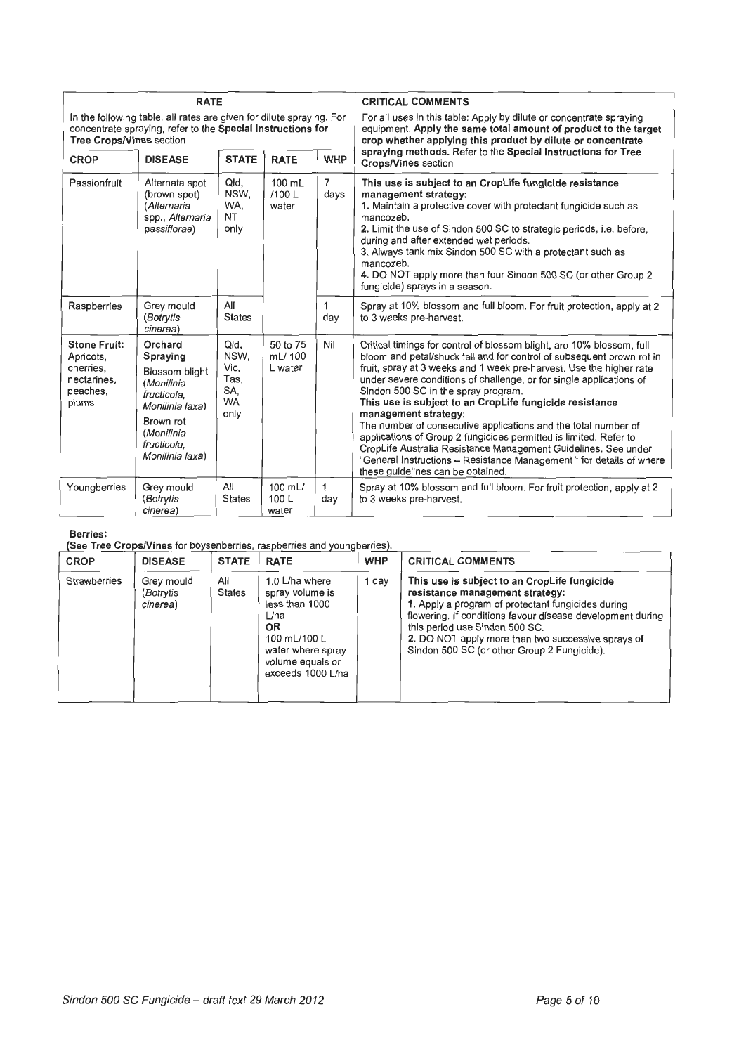| RATE | | | | | CRITICAL COMMENTS |
|---|---|---|---|---|---|
| In the following table, all rates are given for dilute spraying. For concentrate spraying, refer to the **Special Instructions for Tree Crops/Vines** section | | | | | For all uses in this table: Apply by dilute or concentrate spraying equipment. **Apply the same total amount of product to the target crop whether applying this product by dilute or concentrate spraying methods.** Refer to the **Special Instructions for Tree Crops/Vines** section |
| **CROP** | **DISEASE** | **STATE** | **RATE** | **WHP** | |
| Passionfruit | Alternata spot (brown spot) (*Alternaria* spp., *Alternaria passiflorae*) | Qld, NSW, WA, NT only | 100 mL /100 L water | 7 days | **This use is subject to an CropLife fungicide resistance management strategy:**<br>**1.** Maintain a protective cover with protectant fungicide such as mancozeb.<br>**2.** Limit the use of Sindon 500 SC to strategic periods, i.e. before, during and after extended wet periods.<br>**3.** Always tank mix Sindon 500 SC with a protectant such as mancozeb.<br>**4.** DO NOT apply more than four Sindon 500 SC (or other Group 2 fungicide) sprays in a season. |
| Raspberries | Grey mould (*Botrytis cinerea*) | All States | | 1 day | Spray at 10% blossom and full bloom. For fruit protection, apply at 2 to 3 weeks pre-harvest. |
| **Stone Fruit:** Apricots, cherries, nectarines, peaches, plums | **Orchard Spraying**<br>Blossom blight (*Monilinia fructicola, Monilinia laxa*)<br>Brown rot (*Monilinia fructicola, Monilinia laxa*) | Qld, NSW, Vic, Tas, SA, WA only | 50 to 75 mL/ 100 L water | Nil | Critical timings for control of blossom blight, are 10% blossom, full bloom and petal/shuck fall and for control of subsequent brown rot in fruit, spray at 3 weeks and 1 week pre-harvest. Use the higher rate under severe conditions of challenge, or for single applications of Sindon 500 SC in the spray program.<br>**This use is subject to an CropLife fungicide resistance management strategy:**<br>The number of consecutive applications and the total number of applications of Group 2 fungicides permitted is limited. Refer to CropLife Australia Resistance Management Guidelines. See under "General Instructions – Resistance Management" for details of where these guidelines can be obtained. |
| Youngberries | Grey mould (*Botrytis cinerea*) | All States | 100 mL/ 100 L water | 1 day | Spray at 10% blossom and full bloom. For fruit protection, apply at 2 to 3 weeks pre-harvest. |

**Berries:**

**(See Tree Crops/Vines** for boysenberries, raspberries and youngberries).

| CROP | DISEASE | STATE | RATE | WHP | CRITICAL COMMENTS |
|---|---|---|---|---|---|
| Strawberries | Grey mould (*Botrytis cinerea*) | All States | 1.0 L/ha where spray volume is less than 1000 L/ha<br>**OR**<br>100 mL/100 L water where spray volume equals or exceeds 1000 L/ha | 1 day | **This use is subject to an CropLife fungicide resistance management strategy:**<br>**1.** Apply a program of protectant fungicides during flowering. If conditions favour disease development during this period use Sindon 500 SC.<br>**2.** DO NOT apply more than two successive sprays of Sindon 500 SC (or other Group 2 Fungicide). |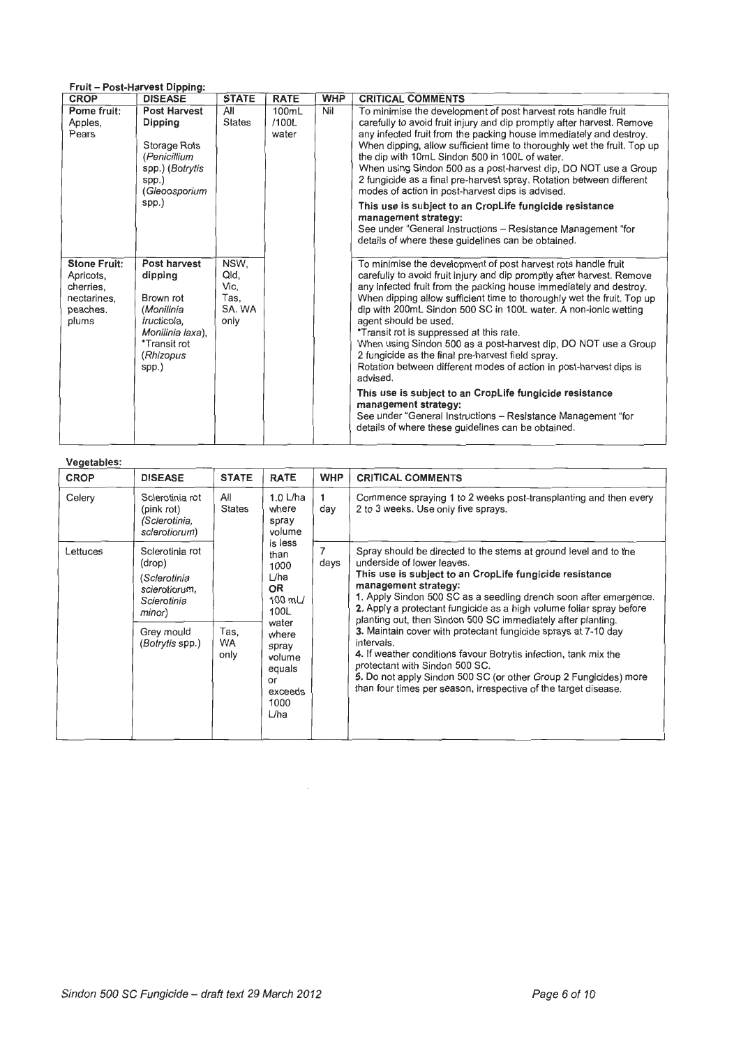**Fruit – Post-Harvest Dipping:**

| CROP | DISEASE | STATE | RATE | WHP | CRITICAL COMMENTS |
|---|---|---|---|---|---|
| **Pome fruit:** Apples, Pears | **Post Harvest Dipping**<br><br>Storage Rots (*Penicillium* spp.) (*Botrytis* spp.) (*Gleosporium* spp.) | All States | 100mL /100L water | Nil | To minimise the development of post harvest rots handle fruit carefully to avoid fruit injury and dip promptly after harvest. Remove any infected fruit from the packing house immediately and destroy. When dipping, allow sufficient time to thoroughly wet the fruit. Top up the dip with 10mL Sindon 500 in 100L of water.<br>When using Sindon 500 as a post-harvest dip, DO NOT use a Group 2 fungicide as a final pre-harvest spray. Rotation between different modes of action in post-harvest dips is advised.<br>**This use is subject to an CropLife fungicide resistance management strategy:**<br>See under "General Instructions – Resistance Management "for details of where these guidelines can be obtained. |
| **Stone Fruit:** Apricots, cherries, nectarines, peaches, plums | **Post harvest dipping**<br><br>Brown rot (*Monilinia fructicola, Monilinia laxa*), *Transit rot (*Rhizopus* spp.) | NSW, Qld, Vic, Tas, SA. WA only | | | To minimise the development of post harvest rots handle fruit carefully to avoid fruit injury and dip promptly after harvest. Remove any infected fruit from the packing house immediately and destroy. When dipping allow sufficient time to thoroughly wet the fruit. Top up dip with 200mL Sindon 500 SC in 100L water. A non-ionic wetting agent should be used.<br>*Transit rot is suppressed at this rate.<br>When using Sindon 500 as a post-harvest dip, DO NOT use a Group 2 fungicide as the final pre-harvest field spray.<br>Rotation between different modes of action in post-harvest dips is advised.<br>**This use is subject to an CropLife fungicide resistance management strategy:**<br>See under "General Instructions – Resistance Management "for details of where these guidelines can be obtained. |

**Vegetables:**

| CROP | DISEASE | STATE | RATE | WHP | CRITICAL COMMENTS |
|---|---|---|---|---|---|
| Celery | Sclerotinia rot (pink rot) (*Sclerotinia, sclerotiorum*) | All States | 1.0 L/ha where spray volume is less than 1000 L/ha **OR** 100 mL/ 100L water where spray volume equals or exceeds 1000 L/ha | 1 day | Commence spraying 1 to 2 weeks post-transplanting and then every 2 to 3 weeks. Use only five sprays. |
| Lettuces | Sclerotinia rot (drop) (*Sclerotinia sclerotiorum, Sclerotinia minor*) | | | 7 days | Spray should be directed to the stems at ground level and to the underside of lower leaves.<br>**This use is subject to an CropLife fungicide resistance management strategy:**<br>**1.** Apply Sindon 500 SC as a seedling drench soon after emergence.<br>**2.** Apply a protectant fungicide as a high volume foliar spray before planting out, then Sindon 500 SC immediately after planting.<br>**3.** Maintain cover with protectant fungicide sprays at 7-10 day intervals.<br>**4.** If weather conditions favour Botrytis infection, tank mix the protectant with Sindon 500 SC.<br>**5.** Do not apply Sindon 500 SC (or other Group 2 Fungicides) more than four times per season, irrespective of the target disease. |
| | Grey mould (*Botrytis* spp.) | Tas, WA only | | | |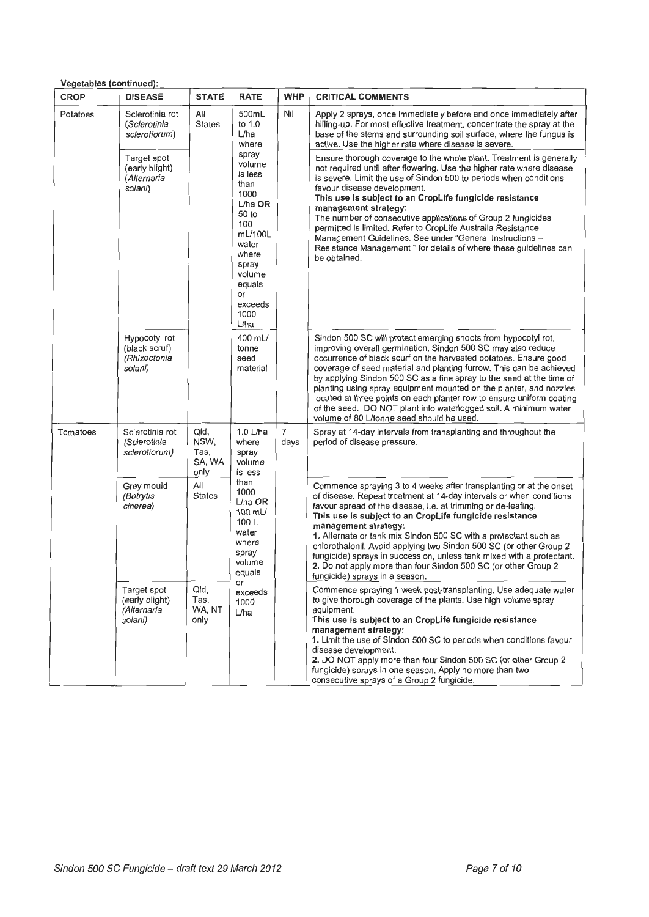**Vegetables (continued):**

| CROP | DISEASE | STATE | RATE | WHP | CRITICAL COMMENTS |
|---|---|---|---|---|---|
| Potatoes | Sclerotinia rot (*Sclerotinia sclerotiorum*) | All States | 500mL to 1.0 L/ha where spray volume is less than 1000 L/ha **OR** 50 to 100 mL/100L water where spray volume equals or exceeds 1000 L/ha | Nil | Apply 2 sprays, once immediately before and once immediately after hilling-up. For most effective treatment, concentrate the spray at the base of the stems and surrounding soil surface, where the fungus is active. Use the higher rate where disease is severe. |
| | Target spot, (early blight) (*Alternaria solani*) | | | | Ensure thorough coverage to the whole plant. Treatment is generally not required until after flowering. Use the higher rate where disease is severe. Limit the use of Sindon 500 to periods when conditions favour disease development. **This use is subject to an CropLife fungicide resistance management strategy:** The number of consecutive applications of Group 2 fungicides permitted is limited. Refer to CropLife Australia Resistance Management Guidelines. See under "General Instructions – Resistance Management " for details of where these guidelines can be obtained. |
| | Hypocotyl rot (black scurf) (*Rhizoctonia solani*) | | 400 mL/ tonne seed material | | Sindon 500 SC will protect emerging shoots from hypocotyl rot, improving overall germination. Sindon 500 SC may also reduce occurrence of black scurf on the harvested potatoes. Ensure good coverage of seed material and planting furrow. This can be achieved by applying Sindon 500 SC as a fine spray to the seed at the time of planting using spray equipment mounted on the planter, and nozzles located at three points on each planter row to ensure uniform coating of the seed. DO NOT plant into waterlogged soil. A minimum water volume of 80 L/tonne seed should be used. |
| Tomatoes | Sclerotinia rot (*Sclerotinia sclerotiorum)* | Qld, NSW, Tas, SA, WA only | 1.0 L/ha where spray volume is less than 1000 L/ha **OR** 100 mL/ 100 L water where spray volume equals or exceeds 1000 L/ha | 7 days | Spray at 14-day intervals from transplanting and throughout the period of disease pressure. |
| | Grey mould (*Botrytis cinerea*) | All States | | | Commence spraying 3 to 4 weeks after transplanting or at the onset of disease. Repeat treatment at 14-day intervals or when conditions favour spread of the disease, i.e. at trimming or de-leafing. **This use is subject to an CropLife fungicide resistance management strategy:** **1.** Alternate or tank mix Sindon 500 SC with a protectant such as chlorothalonil. Avoid applying two Sindon 500 SC (or other Group 2 fungicide) sprays in succession, unless tank mixed with a protectant. **2.** Do not apply more than four Sindon 500 SC (or other Group 2 fungicide) sprays in a season. |
| | Target spot (early blight) (*Alternaria solani*) | Qld, Tas, WA, NT only | | | Commence spraying 1 week post-transplanting. Use adequate water to give thorough coverage of the plants. Use high volume spray equipment. **This use is subject to an CropLife fungicide resistance management strategy:** **1.** Limit the use of Sindon 500 SC to periods when conditions favour disease development. **2.** DO NOT apply more than four Sindon 500 SC (or other Group 2 fungicide) sprays in one season. Apply no more than two consecutive sprays of a Group 2 fungicide. |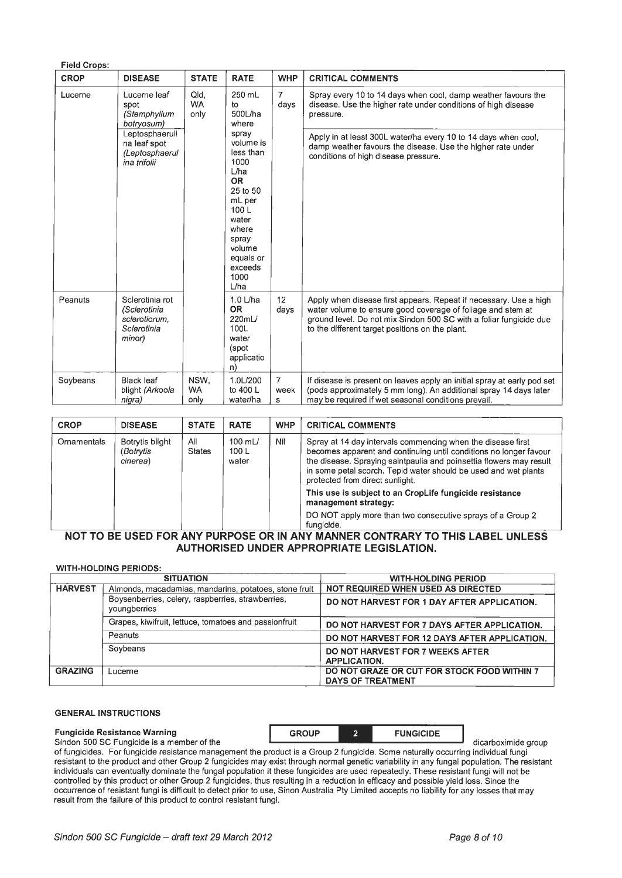**Field Crops:**

| CROP | DISEASE | STATE | RATE | WHP | CRITICAL COMMENTS |
|---|---|---|---|---|---|
| Lucerne | Lucerne leaf spot (*Stemphylium botryosum*) | Qld, WA only | 250 mL to 500L/ha where spray volume is less than 1000 L/ha **OR** 25 to 50 mL per 100 L water where spray volume equals or exceeds 1000 L/ha | 7 days | Spray every 10 to 14 days when cool, damp weather favours the disease. Use the higher rate under conditions of high disease pressure. |
| | Leptosphaerulina leaf spot (*Leptosphaerulina trifolii* | | | | Apply in at least 300L water/ha every 10 to 14 days when cool, damp weather favours the disease. Use the higher rate under conditions of high disease pressure. |
| Peanuts | Sclerotinia rot (*Sclerotinia sclerotiorum, Sclerotinia minor*) | | 1.0 L/ha **OR** 220mL/100L water (spot application) | 12 days | Apply when disease first appears. Repeat if necessary. Use a high water volume to ensure good coverage of foliage and stem at ground level. Do not mix Sindon 500 SC with a foliar fungicide due to the different target positions on the plant. |
| Soybeans | Black leaf blight (*Arkoola nigra*) | NSW, WA only | 1.0L/200 to 400 L water/ha | 7 weeks | If disease is present on leaves apply an initial spray at early pod set (pods approximately 5 mm long). An additional spray 14 days later may be required if wet seasonal conditions prevail. |

| CROP | DISEASE | STATE | RATE | WHP | CRITICAL COMMENTS |
|---|---|---|---|---|---|
| Ornamentals | Botrytis blight (*Botrytis cinerea*) | All States | 100 mL/ 100 L water | Nil | Spray at 14 day intervals commencing when the disease first becomes apparent and continuing until conditions no longer favour the disease. Spraying saintpaulia and poinsettia flowers may result in some petal scorch. Tepid water should be used and wet plants protected from direct sunlight. **This use is subject to an CropLife fungicide resistance management strategy:** DO NOT apply more than two consecutive sprays of a Group 2 fungicide. |

**NOT TO BE USED FOR ANY PURPOSE OR IN ANY MANNER CONTRARY TO THIS LABEL UNLESS AUTHORISED UNDER APPROPRIATE LEGISLATION.**

**WITH-HOLDING PERIODS:**

| SITUATION | | WITH-HOLDING PERIOD |
|---|---|---|
| **HARVEST** | Almonds, macadamias, mandarins, potatoes, stone fruit | **NOT REQUIRED WHEN USED AS DIRECTED** |
| | Boysenberries, celery, raspberries, strawberries, youngberries | **DO NOT HARVEST FOR 1 DAY AFTER APPLICATION.** |
| | Grapes, kiwifruit, lettuce, tomatoes and passionfruit | **DO NOT HARVEST FOR 7 DAYS AFTER APPLICATION.** |
| | Peanuts | **DO NOT HARVEST FOR 12 DAYS AFTER APPLICATION.** |
| | Soybeans | **DO NOT HARVEST FOR 7 WEEKS AFTER APPLICATION.** |
| **GRAZING** | Lucerne | **DO NOT GRAZE OR CUT FOR STOCK FOOD WITHIN 7 DAYS OF TREATMENT** |

**GENERAL INSTRUCTIONS**

**Fungicide Resistance Warning**

| GROUP | 2 | FUNGICIDE |
|---|---|---|

Sindon 500 SC Fungicide is a member of the dicarboximide group of fungicides. For fungicide resistance management the product is a Group 2 fungicide. Some naturally occurring individual fungi resistant to the product and other Group 2 fungicides may exist through normal genetic variability in any fungal population. The resistant individuals can eventually dominate the fungal population if these fungicides are used repeatedly. These resistant fungi will not be controlled by this product or other Group 2 fungicides, thus resulting in a reduction in efficacy and possible yield loss. Since the occurrence of resistant fungi is difficult to detect prior to use, Sinon Australia Pty Limited accepts no liability for any losses that may result from the failure of this product to control resistant fungi.

*Sindon 500 SC Fungicide – draft text 29 March 2012*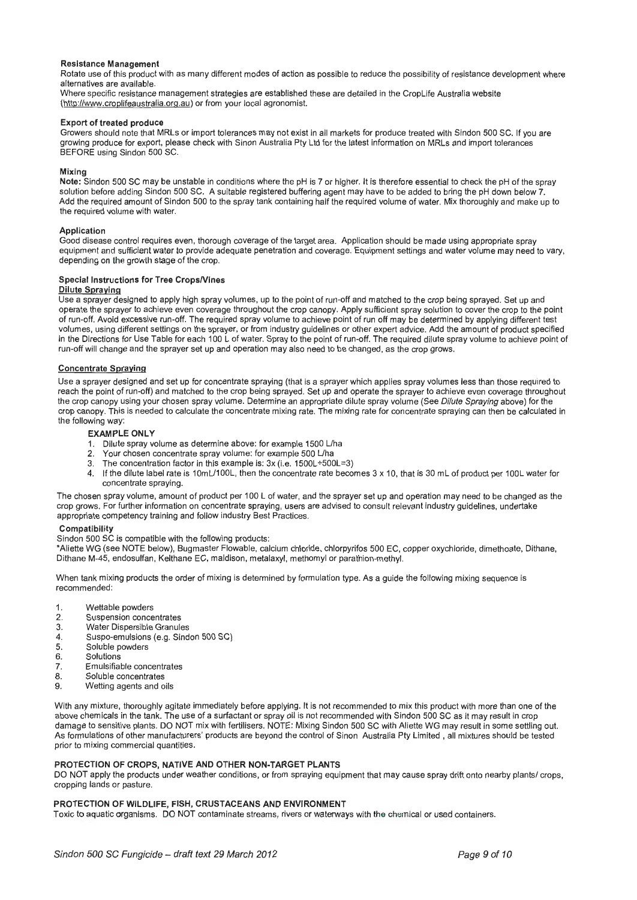### Resistance Management

Rotate use of this product with as many different modes of action as possible to reduce the possibility of resistance development where alternatives are available.

Where specific resistance management strategies are established these are detailed in the CropLife Australia website (http://www.croplifeaustralia.org.au) or from your local agronomist.

### Export of treated produce

Growers should note that MRLs or import tolerances may not exist in all markets for produce treated with Sindon 500 SC. If you are growing produce for export, please check with Sinon Australia Pty Ltd for the latest information on MRLs and import tolerances BEFORE using Sindon 500 SC.

### Mixing

**Note:** Sindon 500 SC may be unstable in conditions where the pH is 7 or higher. It is therefore essential to check the pH of the spray solution before adding Sindon 500 SC. A suitable registered buffering agent may have to be added to bring the pH down below 7. Add the required amount of Sindon 500 to the spray tank containing half the required volume of water. Mix thoroughly and make up to the required volume with water.

### Application

Good disease control requires even, thorough coverage of the target area. Application should be made using appropriate spray equipment and sufficient water to provide adequate penetration and coverage. Equipment settings and water volume may need to vary, depending on the growth stage of the crop.

### Special Instructions for Tree Crops/Vines

**Dilute Spraying**

Use a sprayer designed to apply high spray volumes, up to the point of run-off and matched to the crop being sprayed. Set up and operate the sprayer to achieve even coverage throughout the crop canopy. Apply sufficient spray solution to cover the crop to the point of run-off. Avoid excessive run-off. The required spray volume to achieve point of run off may be determined by applying different test volumes, using different settings on the sprayer, or from industry guidelines or other expert advice. Add the amount of product specified in the Directions for Use Table for each 100 L of water. Spray to the point of run-off. The required dilute spray volume to achieve point of run-off will change and the sprayer set up and operation may also need to be changed, as the crop grows.

**Concentrate Spraying**

Use a sprayer designed and set up for concentrate spraying (that is a sprayer which applies spray volumes less than those required to reach the point of run-off) and matched to the crop being sprayed. Set up and operate the sprayer to achieve even coverage throughout the crop canopy using your chosen spray volume. Determine an appropriate dilute spray volume (See *Dilute Spraying* above) for the crop canopy. This is needed to calculate the concentrate mixing rate. The mixing rate for concentrate spraying can then be calculated in the following way:

**EXAMPLE ONLY**

1. Dilute spray volume as determine above: for example 1500 L/ha
2. Your chosen concentrate spray volume: for example 500 L/ha
3. The concentration factor in this example is: 3x (i.e. 1500L÷500L=3)
4. If the dilute label rate is 10mL/100L, then the concentrate rate becomes 3 x 10, that is 30 mL of product per 100L water for concentrate spraying.

The chosen spray volume, amount of product per 100 L of water, and the sprayer set up and operation may need to be changed as the crop grows. For further information on concentrate spraying, users are advised to consult relevant industry guidelines, undertake appropriate competency training and follow industry Best Practices.

### Compatibility

Sindon 500 SC is compatible with the following products:

*Aliette WG (see NOTE below), Bugmaster Flowable, calcium chloride, chlorpyrifos 500 EC, copper oxychloride, dimethoate, Dithane, Dithane M-45, endosulfan, Kelthane EC, maldison, metalaxyl, methomyl or parathion-methyl.

When tank mixing products the order of mixing is determined by formulation type. As a guide the following mixing sequence is recommended:

1. Wettable powders
2. Suspension concentrates
3. Water Dispersible Granules
4. Suspo-emulsions (e.g. Sindon 500 SC)
5. Soluble powders
6. Solutions
7. Emulsifiable concentrates
8. Soluble concentrates
9. Wetting agents and oils

With any mixture, thoroughly agitate immediately before applying. It is not recommended to mix this product with more than one of the above chemicals in the tank. The use of a surfactant or spray oil is not recommended with Sindon 500 SC as it may result in crop damage to sensitive plants. DO NOT mix with fertilisers. NOTE: Mixing Sindon 500 SC with Aliette WG may result in some settling out. As formulations of other manufacturers' products are beyond the control of Sinon Australia Pty Limited , all mixtures should be tested prior to mixing commercial quantities.

## PROTECTION OF CROPS, NATIVE AND OTHER NON-TARGET PLANTS

DO NOT apply the products under weather conditions, or from spraying equipment that may cause spray drift onto nearby plants/ crops, cropping lands or pasture.

## PROTECTION OF WILDLIFE, FISH, CRUSTACEANS AND ENVIRONMENT

Toxic to aquatic organisms. DO NOT contaminate streams, rivers or waterways with the chemical or used containers.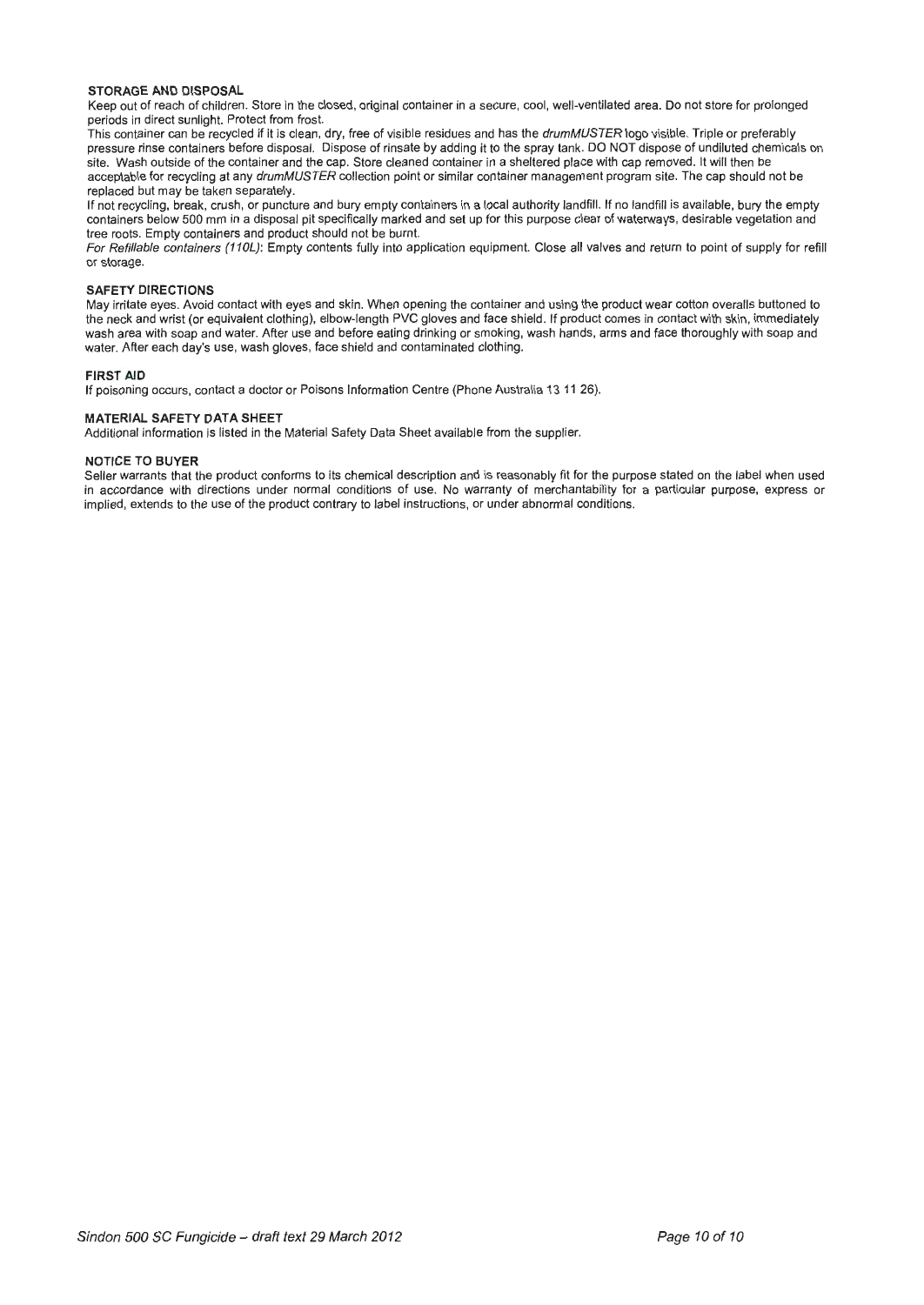## STORAGE AND DISPOSAL

Keep out of reach of children. Store in the closed, original container in a secure, cool, well-ventilated area. Do not store for prolonged periods in direct sunlight. Protect from frost.

This container can be recycled if it is clean, dry, free of visible residues and has the *drumMUSTER* logo visible. Triple or preferably pressure rinse containers before disposal. Dispose of rinsate by adding it to the spray tank. DO NOT dispose of undiluted chemicals on site. Wash outside of the container and the cap. Store cleaned container in a sheltered place with cap removed. It will then be acceptable for recycling at any *drumMUSTER* collection point or similar container management program site. The cap should not be replaced but may be taken separately.

If not recycling, break, crush, or puncture and bury empty containers in a local authority landfill. If no landfill is available, bury the empty containers below 500 mm in a disposal pit specifically marked and set up for this purpose clear of waterways, desirable vegetation and tree roots. Empty containers and product should not be burnt.

*For Refillable containers (110L)*: Empty contents fully into application equipment. Close all valves and return to point of supply for refill or storage.

## SAFETY DIRECTIONS

May irritate eyes. Avoid contact with eyes and skin. When opening the container and using the product wear cotton overalls buttoned to the neck and wrist (or equivalent clothing), elbow-length PVC gloves and face shield. If product comes in contact with skin, immediately wash area with soap and water. After use and before eating drinking or smoking, wash hands, arms and face thoroughly with soap and water. After each day's use, wash gloves, face shield and contaminated clothing.

## FIRST AID

If poisoning occurs, contact a doctor or Poisons Information Centre (Phone Australia 13 11 26).

## MATERIAL SAFETY DATA SHEET

Additional information is listed in the Material Safety Data Sheet available from the supplier.

## NOTICE TO BUYER

Seller warrants that the product conforms to its chemical description and is reasonably fit for the purpose stated on the label when used in accordance with directions under normal conditions of use. No warranty of merchantability for a particular purpose, express or implied, extends to the use of the product contrary to label instructions, or under abnormal conditions.